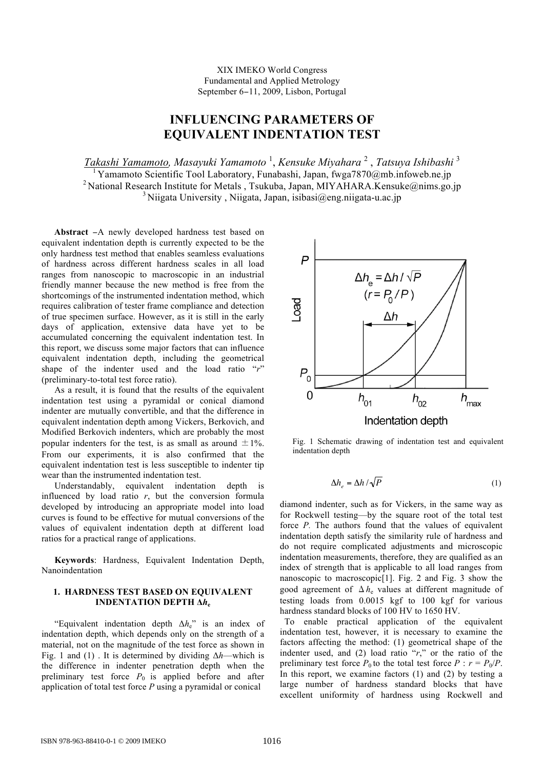XIX IMEKO World Congress
Fundamental and Applied Metrology
September 6−11, 2009, Lisbon, Portugal

# INFLUENCING PARAMETERS OF EQUIVALENT INDENTATION TEST

*Takashi Yamamoto, Masayuki Yamamoto* [1], *Kensuke Miyahara* [2], *Tatsuya Ishibashi* [3]

[1] Yamamoto Scientific Tool Laboratory, Funabashi, Japan, fwga7870@mb.infoweb.ne.jp
[2] National Research Institute for Metals, Tsukuba, Japan, MIYAHARA.Kensuke@nims.go.jp
[3] Niigata University, Niigata, Japan, isibasi@eng.niigata-u.ac.jp

**Abstract** −A newly developed hardness test based on equivalent indentation depth is currently expected to be the only hardness test method that enables seamless evaluations of hardness across different hardness scales in all load ranges from nanoscopic to macroscopic in an industrial friendly manner because the new method is free from the shortcomings of the instrumented indentation method, which requires calibration of tester frame compliance and detection of true specimen surface. However, as it is still in the early days of application, extensive data have yet to be accumulated concerning the equivalent indentation test. In this report, we discuss some major factors that can influence equivalent indentation depth, including the geometrical shape of the indenter used and the load ratio "*r*" (preliminary-to-total test force ratio).

As a result, it is found that the results of the equivalent indentation test using a pyramidal or conical diamond indenter are mutually convertible, and that the difference in equivalent indentation depth among Vickers, Berkovich, and Modified Berkovich indenters, which are probably the most popular indenters for the test, is as small as around ±1%. From our experiments, it is also confirmed that the equivalent indentation test is less susceptible to indenter tip wear than the instrumented indentation test.

Understandably, equivalent indentation depth is influenced by load ratio *r*, but the conversion formula developed by introducing an appropriate model into load curves is found to be effective for mutual conversions of the values of equivalent indentation depth at different load ratios for a practical range of applications.

**Keywords**: Hardness, Equivalent Indentation Depth, Nanoindentation

## 1. HARDNESS TEST BASED ON EQUIVALENT INDENTATION DEPTH $\Delta h_e$

"Equivalent indentation depth $\Delta h_e$" is an index of indentation depth, which depends only on the strength of a material, not on the magnitude of the test force as shown in Fig. 1 and (1). It is determined by dividing $\Delta h$—which is the difference in indenter penetration depth when the preliminary test force $P_0$ is applied before and after application of total test force $P$ using a pyramidal or conical

Fig. 1 Schematic drawing of indentation test and equivalent indentation depth

$$\Delta h_e = \Delta h / \sqrt{P} \tag{1}$$

diamond indenter, such as for Vickers, in the same way as for Rockwell testing—by the square root of the total test force $P$. The authors found that the values of equivalent indentation depth satisfy the similarity rule of hardness and do not require complicated adjustments and microscopic indentation measurements, therefore, they are qualified as an index of strength that is applicable to all load ranges from nanoscopic to macroscopic[1]. Fig. 2 and Fig. 3 show the good agreement of $\Delta h_e$ values at different magnitude of testing loads from 0.0015 kgf to 100 kgf for various hardness standard blocks of 100 HV to 1650 HV.

To enable practical application of the equivalent indentation test, however, it is necessary to examine the factors affecting the method: (1) geometrical shape of the indenter used, and (2) load ratio "*r*," or the ratio of the preliminary test force $P_0$ to the total test force $P$ : $r = P_0/P$. In this report, we examine factors (1) and (2) by testing a large number of hardness standard blocks that have excellent uniformity of hardness using Rockwell and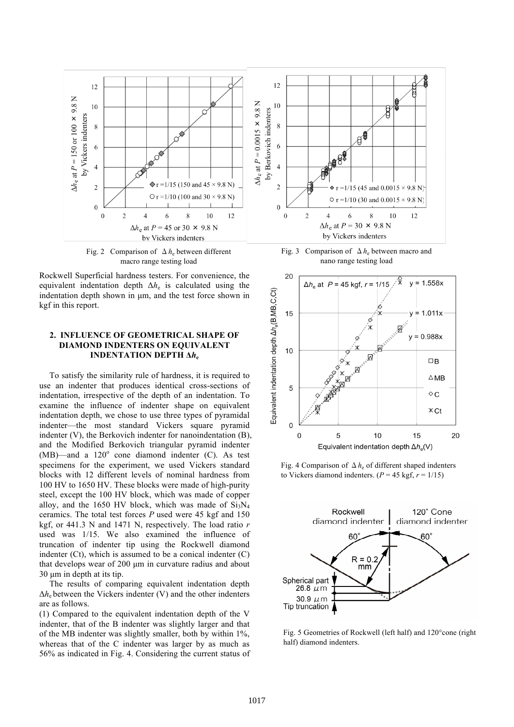Fig. 2 Comparison of $\Delta h_e$ between different macro range testing load

Fig. 3 Comparison of $\Delta h_e$ between macro and nano range testing load

Rockwell Superficial hardness testers. For convenience, the equivalent indentation depth $\Delta h_e$ is calculated using the indentation depth shown in μm, and the test force shown in kgf in this report.

## 2. INFLUENCE OF GEOMETRICAL SHAPE OF DIAMOND INDENTERS ON EQUIVALENT INDENTATION DEPTH $\Delta h_e$

To satisfy the similarity rule of hardness, it is required to use an indenter that produces identical cross-sections of indentation, irrespective of the depth of an indentation. To examine the influence of indenter shape on equivalent indentation depth, we chose to use three types of pyramidal indenter—the most standard Vickers square pyramid indenter (V), the Berkovich indenter for nanoindentation (B), and the Modified Berkovich triangular pyramid indenter (MB)—and a 120° cone diamond indenter (C). As test specimens for the experiment, we used Vickers standard blocks with 12 different levels of nominal hardness from 100 HV to 1650 HV. These blocks were made of high-purity steel, except the 100 HV block, which was made of copper alloy, and the 1650 HV block, which was made of $Si_3N_4$ ceramics. The total test forces $P$ used were 45 kgf and 150 kgf, or 441.3 N and 1471 N, respectively. The load ratio $r$ used was 1/15. We also examined the influence of truncation of indenter tip using the Rockwell diamond indenter (Ct), which is assumed to be a conical indenter (C) that develops wear of 200 μm in curvature radius and about 30 μm in depth at its tip.

The results of comparing equivalent indentation depth $\Delta h_e$ between the Vickers indenter (V) and the other indenters are as follows.

(1) Compared to the equivalent indentation depth of the V indenter, that of the B indenter was slightly larger and that of the MB indenter was slightly smaller, both by within 1%, whereas that of the C indenter was larger by as much as 56% as indicated in Fig. 4. Considering the current status of

Fig. 4 Comparison of $\Delta h_e$ of different shaped indenters to Vickers diamond indenters. ($P$ = 45 kgf, $r$ = 1/15)

Fig. 5 Geometries of Rockwell (left half) and 120°cone (right half) diamond indenters.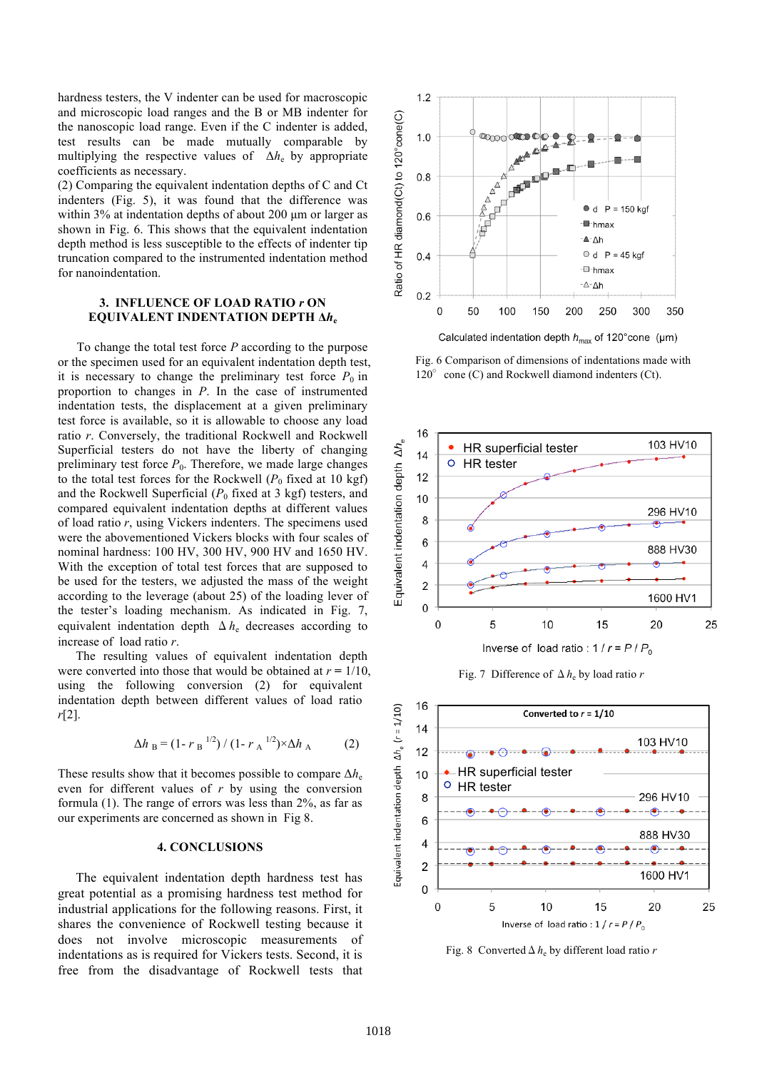hardness testers, the V indenter can be used for macroscopic and microscopic load ranges and the B or MB indenter for the nanoscopic load range. Even if the C indenter is added, test results can be made mutually comparable by multiplying the respective values of $\Delta h_e$ by appropriate coefficients as necessary.

(2) Comparing the equivalent indentation depths of C and Ct indenters (Fig. 5), it was found that the difference was within 3% at indentation depths of about 200 µm or larger as shown in Fig. 6. This shows that the equivalent indentation depth method is less susceptible to the effects of indenter tip truncation compared to the instrumented indentation method for nanoindentation.

## 3. INFLUENCE OF LOAD RATIO *r* ON EQUIVALENT INDENTATION DEPTH $\Delta h_e$

To change the total test force $P$ according to the purpose or the specimen used for an equivalent indentation depth test, it is necessary to change the preliminary test force $P_0$ in proportion to changes in $P$. In the case of instrumented indentation tests, the displacement at a given preliminary test force is available, so it is allowable to choose any load ratio $r$. Conversely, the traditional Rockwell and Rockwell Superficial testers do not have the liberty of changing preliminary test force $P_0$. Therefore, we made large changes to the total test forces for the Rockwell ($P_0$ fixed at 10 kgf) and the Rockwell Superficial ($P_0$ fixed at 3 kgf) testers, and compared equivalent indentation depths at different values of load ratio $r$, using Vickers indenters. The specimens used were the abovementioned Vickers blocks with four scales of nominal hardness: 100 HV, 300 HV, 900 HV and 1650 HV. With the exception of total test forces that are supposed to be used for the testers, we adjusted the mass of the weight according to the leverage (about 25) of the loading lever of the tester's loading mechanism. As indicated in Fig. 7, equivalent indentation depth $\Delta h_e$ decreases according to increase of load ratio $r$.

The resulting values of equivalent indentation depth were converted into those that would be obtained at $r = 1/10$, using the following conversion (2) for equivalent indentation depth between different values of load ratio $r$[2].

$$\Delta h_B = (1 - r_B^{1/2}) / (1 - r_A^{1/2}) \times \Delta h_A \qquad (2)$$

These results show that it becomes possible to compare $\Delta h_e$ even for different values of $r$ by using the conversion formula (1). The range of errors was less than 2%, as far as our experiments are concerned as shown in Fig 8.

## 4. CONCLUSIONS

The equivalent indentation depth hardness test has great potential as a promising hardness test method for industrial applications for the following reasons. First, it shares the convenience of Rockwell testing because it does not involve microscopic measurements of indentations as is required for Vickers tests. Second, it is free from the disadvantage of Rockwell tests that

Fig. 6 Comparison of dimensions of indentations made with 120° cone (C) and Rockwell diamond indenters (Ct).

Fig. 7 Difference of $\Delta h_e$ by load ratio $r$

Fig. 8 Converted $\Delta h_e$ by different load ratio $r$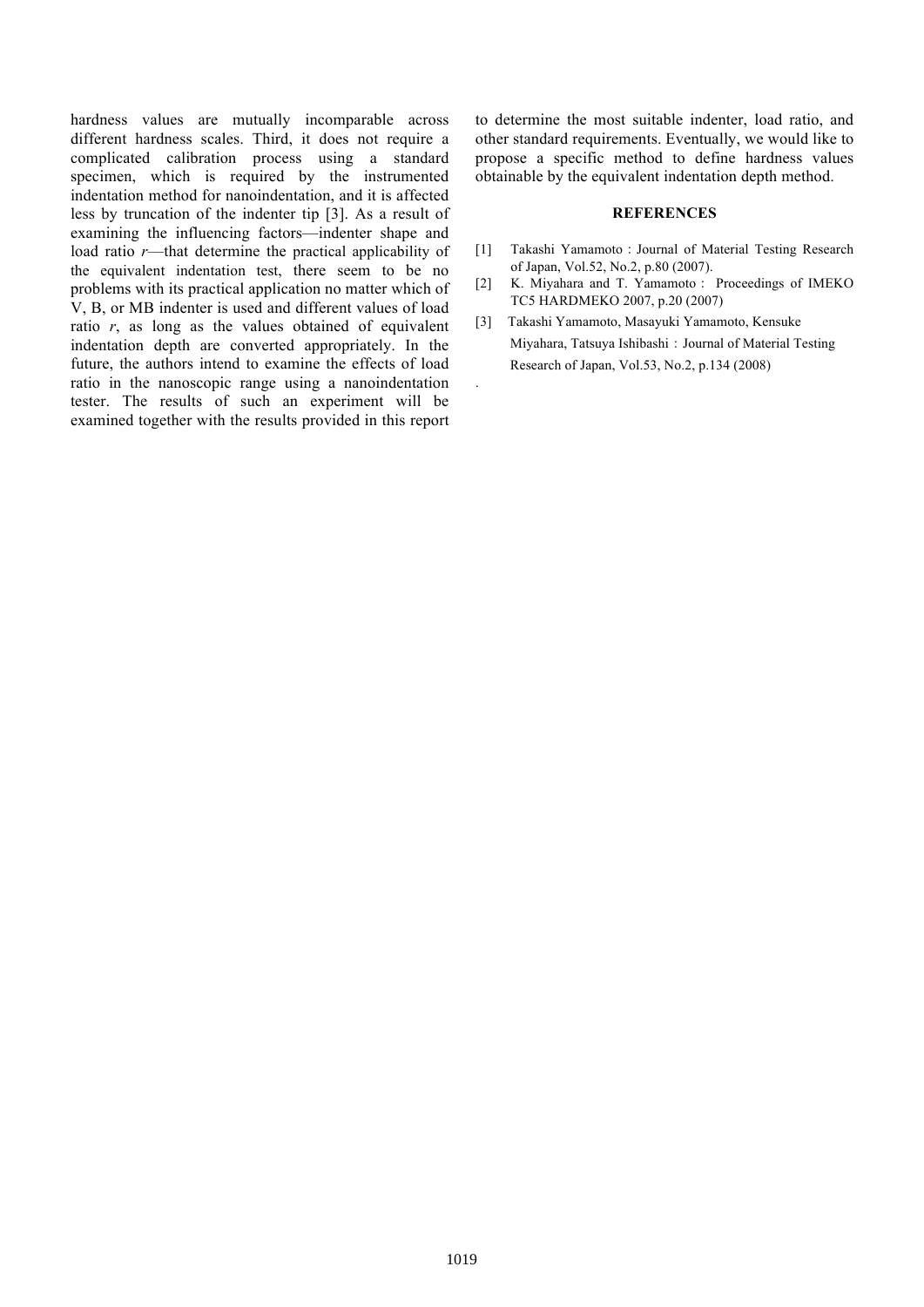hardness values are mutually incomparable across different hardness scales. Third, it does not require a complicated calibration process using a standard specimen, which is required by the instrumented indentation method for nanoindentation, and it is affected less by truncation of the indenter tip [3]. As a result of examining the influencing factors—indenter shape and load ratio *r*—that determine the practical applicability of the equivalent indentation test, there seem to be no problems with its practical application no matter which of V, B, or MB indenter is used and different values of load ratio *r*, as long as the values obtained of equivalent indentation depth are converted appropriately. In the future, the authors intend to examine the effects of load ratio in the nanoscopic range using a nanoindentation tester. The results of such an experiment will be examined together with the results provided in this report to determine the most suitable indenter, load ratio, and other standard requirements. Eventually, we would like to propose a specific method to define hardness values obtainable by the equivalent indentation depth method.

## REFERENCES

[1] Takashi Yamamoto : Journal of Material Testing Research of Japan, Vol.52, No.2, p.80 (2007).

[2] K. Miyahara and T. Yamamoto : Proceedings of IMEKO TC5 HARDMEKO 2007, p.20 (2007)

[3] Takashi Yamamoto, Masayuki Yamamoto, Kensuke Miyahara, Tatsuya Ishibashi : Journal of Material Testing Research of Japan, Vol.53, No.2, p.134 (2008)